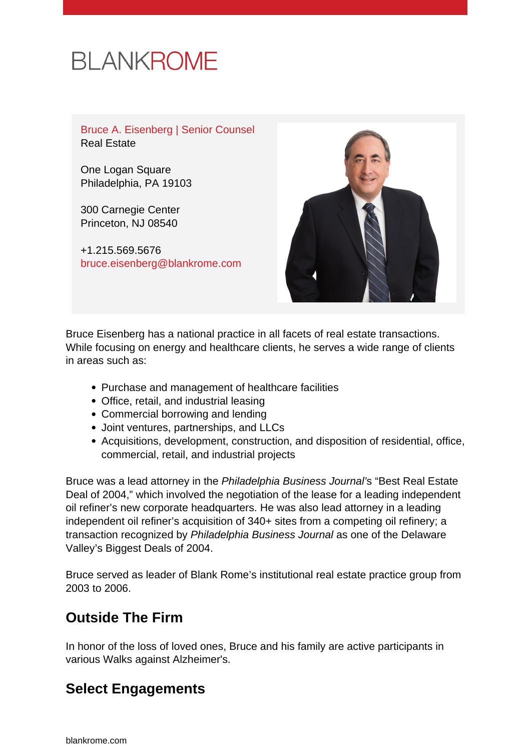BLANKROME

Bruce A. Eisenberg | Senior Counsel
Real Estate

One Logan Square
Philadelphia, PA 19103

300 Carnegie Center
Princeton, NJ 08540

+1.215.569.5676
bruce.eisenberg@blankrome.com

Bruce Eisenberg has a national practice in all facets of real estate transactions. While focusing on energy and healthcare clients, he serves a wide range of clients in areas such as:

- Purchase and management of healthcare facilities
- Office, retail, and industrial leasing
- Commercial borrowing and lending
- Joint ventures, partnerships, and LLCs
- Acquisitions, development, construction, and disposition of residential, office, commercial, retail, and industrial projects

Bruce was a lead attorney in the *Philadelphia Business Journal*'s "Best Real Estate Deal of 2004," which involved the negotiation of the lease for a leading independent oil refiner's new corporate headquarters. He was also lead attorney in a leading independent oil refiner's acquisition of 340+ sites from a competing oil refinery; a transaction recognized by *Philadelphia Business Journal* as one of the Delaware Valley's Biggest Deals of 2004.

Bruce served as leader of Blank Rome's institutional real estate practice group from 2003 to 2006.

## Outside The Firm

In honor of the loss of loved ones, Bruce and his family are active participants in various Walks against Alzheimer's.

## Select Engagements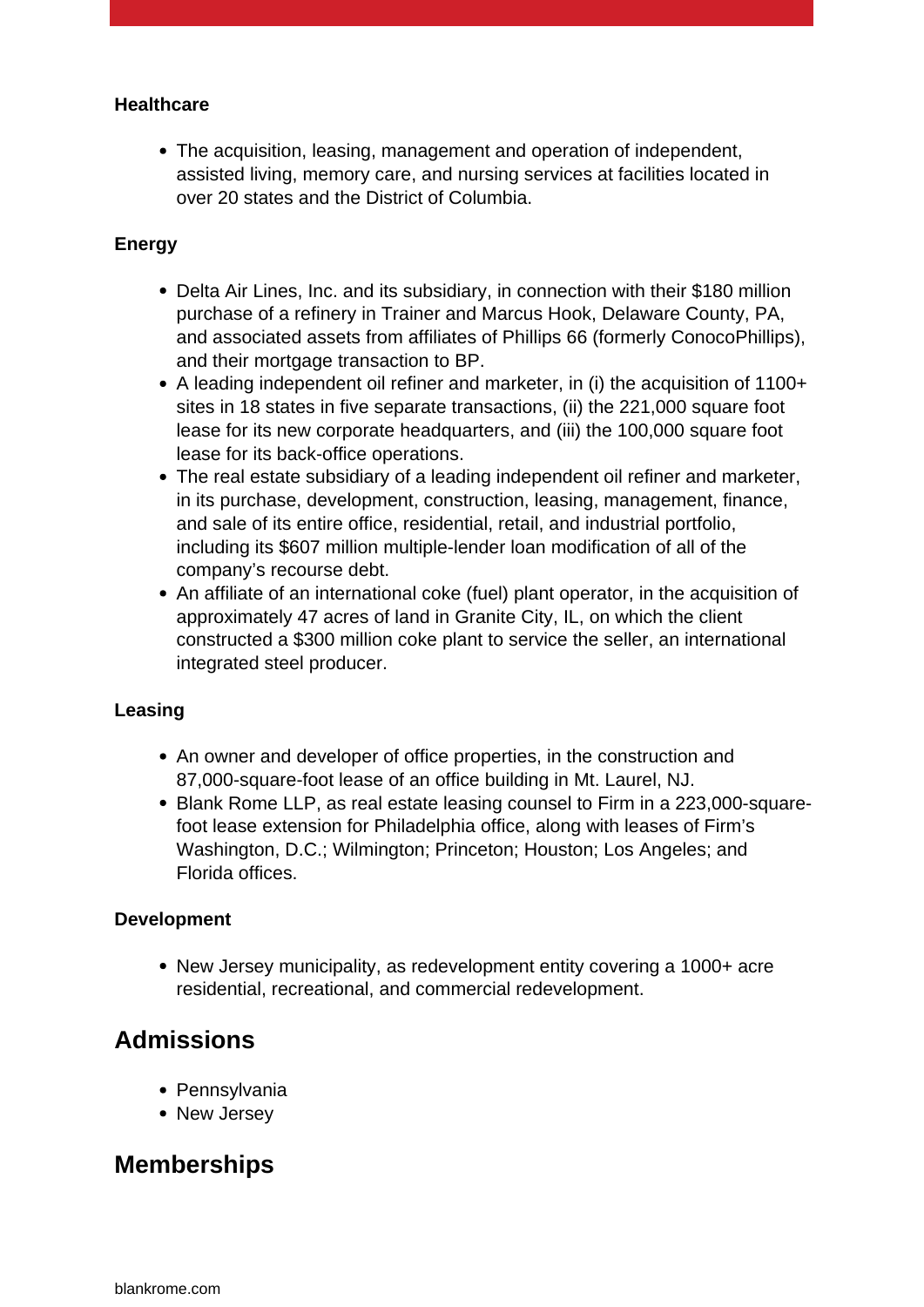**Healthcare**

- The acquisition, leasing, management and operation of independent, assisted living, memory care, and nursing services at facilities located in over 20 states and the District of Columbia.

**Energy**

- Delta Air Lines, Inc. and its subsidiary, in connection with their $180 million purchase of a refinery in Trainer and Marcus Hook, Delaware County, PA, and associated assets from affiliates of Phillips 66 (formerly ConocoPhillips), and their mortgage transaction to BP.
- A leading independent oil refiner and marketer, in (i) the acquisition of 1100+ sites in 18 states in five separate transactions, (ii) the 221,000 square foot lease for its new corporate headquarters, and (iii) the 100,000 square foot lease for its back-office operations.
- The real estate subsidiary of a leading independent oil refiner and marketer, in its purchase, development, construction, leasing, management, finance, and sale of its entire office, residential, retail, and industrial portfolio, including its $607 million multiple-lender loan modification of all of the company's recourse debt.
- An affiliate of an international coke (fuel) plant operator, in the acquisition of approximately 47 acres of land in Granite City, IL, on which the client constructed a $300 million coke plant to service the seller, an international integrated steel producer.

**Leasing**

- An owner and developer of office properties, in the construction and 87,000-square-foot lease of an office building in Mt. Laurel, NJ.
- Blank Rome LLP, as real estate leasing counsel to Firm in a 223,000-square-foot lease extension for Philadelphia office, along with leases of Firm's Washington, D.C.; Wilmington; Princeton; Houston; Los Angeles; and Florida offices.

**Development**

- New Jersey municipality, as redevelopment entity covering a 1000+ acre residential, recreational, and commercial redevelopment.

## Admissions

- Pennsylvania
- New Jersey

## Memberships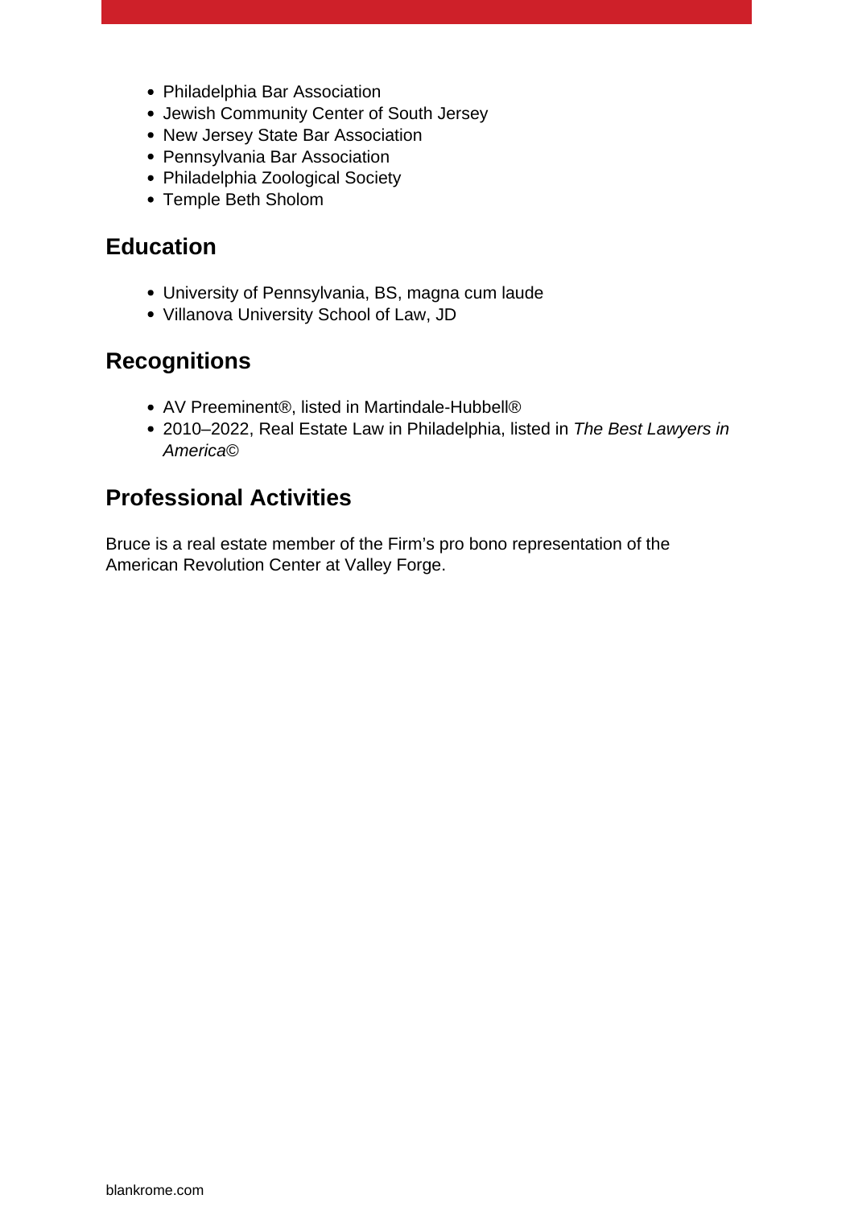- Philadelphia Bar Association
- Jewish Community Center of South Jersey
- New Jersey State Bar Association
- Pennsylvania Bar Association
- Philadelphia Zoological Society
- Temple Beth Sholom

## Education

- University of Pennsylvania, BS, magna cum laude
- Villanova University School of Law, JD

## Recognitions

- AV Preeminent®, listed in Martindale-Hubbell®
- 2010–2022, Real Estate Law in Philadelphia, listed in *The Best Lawyers in America©*

## Professional Activities

Bruce is a real estate member of the Firm's pro bono representation of the American Revolution Center at Valley Forge.